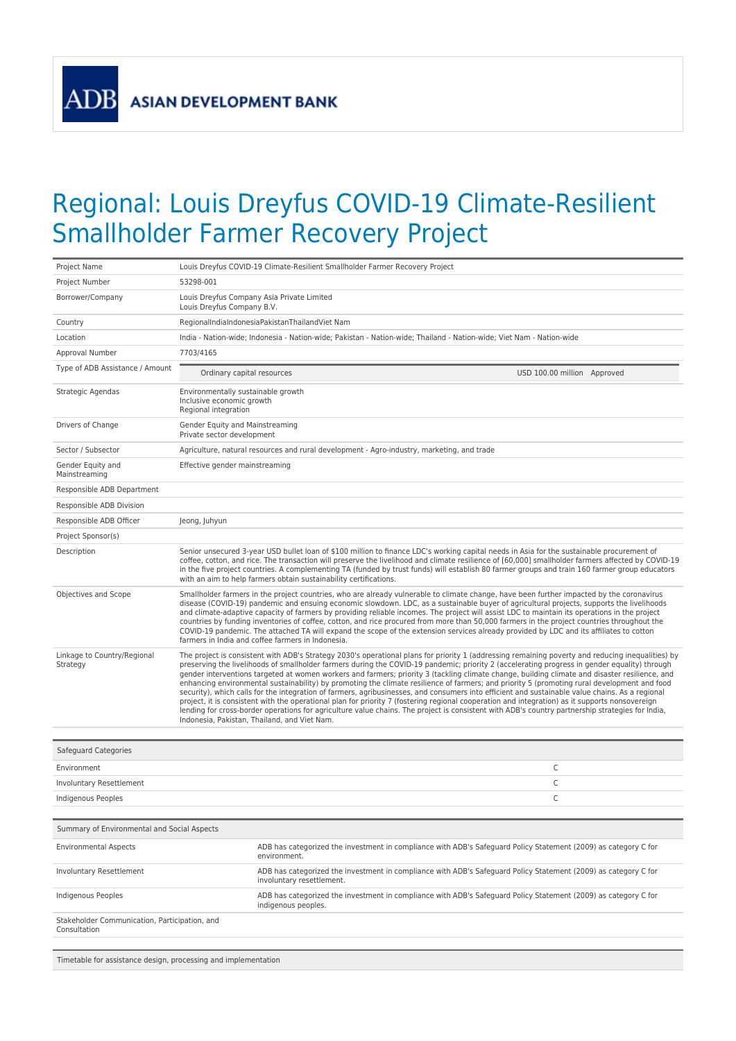ADB ASIAN DEVELOPMENT BANK

# Regional: Louis Dreyfus COVID-19 Climate-Resilient Smallholder Farmer Recovery Project

| | |
|---|---|
| Project Name | Louis Dreyfus COVID-19 Climate-Resilient Smallholder Farmer Recovery Project |
| Project Number | 53298-001 |
| Borrower/Company | Louis Dreyfus Company Asia Private Limited<br>Louis Dreyfus Company B.V. |
| Country | RegionalIndiaIndonesiaPakistanThailandViet Nam |
| Location | India - Nation-wide; Indonesia - Nation-wide; Pakistan - Nation-wide; Thailand - Nation-wide; Viet Nam - Nation-wide |
| Approval Number | 7703/4165 |
| Type of ADB Assistance / Amount | Ordinary capital resources — USD 100.00 million Approved |
| Strategic Agendas | Environmentally sustainable growth<br>Inclusive economic growth<br>Regional integration |
| Drivers of Change | Gender Equity and Mainstreaming<br>Private sector development |
| Sector / Subsector | Agriculture, natural resources and rural development - Agro-industry, marketing, and trade |
| Gender Equity and Mainstreaming | Effective gender mainstreaming |
| Responsible ADB Department | |
| Responsible ADB Division | |
| Responsible ADB Officer | Jeong, Juhyun |
| Project Sponsor(s) | |
| Description | Senior unsecured 3-year USD bullet loan of $100 million to finance LDC's working capital needs in Asia for the sustainable procurement of coffee, cotton, and rice. The transaction will preserve the livelihood and climate resilience of [60,000] smallholder farmers affected by COVID-19 in the five project countries. A complementing TA (funded by trust funds) will establish 80 farmer groups and train 160 farmer group educators with an aim to help farmers obtain sustainability certifications. |
| Objectives and Scope | Smallholder farmers in the project countries, who are already vulnerable to climate change, have been further impacted by the coronavirus disease (COVID-19) pandemic and ensuing economic slowdown. LDC, as a sustainable buyer of agricultural projects, supports the livelihoods and climate-adaptive capacity of farmers by providing reliable incomes. The project will assist LDC to maintain its operations in the project countries by funding inventories of coffee, cotton, and rice procured from more than 50,000 farmers in the project countries throughout the COVID-19 pandemic. The attached TA will expand the scope of the extension services already provided by LDC and its affiliates to cotton farmers in India and coffee farmers in Indonesia. |
| Linkage to Country/Regional Strategy | The project is consistent with ADB's Strategy 2030's operational plans for priority 1 (addressing remaining poverty and reducing inequalities) by preserving the livelihoods of smallholder farmers during the COVID-19 pandemic; priority 2 (accelerating progress in gender equality) through gender interventions targeted at women workers and farmers; priority 3 (tackling climate change, building climate and disaster resilience, and enhancing environmental sustainability) by promoting the climate resilience of farmers; and priority 5 (promoting rural development and food security), which calls for the integration of farmers, agribusinesses, and consumers into efficient and sustainable value chains. As a regional project, it is consistent with the operational plan for priority 7 (fostering regional cooperation and integration) as it supports nonsovereign lending for cross-border operations for agriculture value chains. The project is consistent with ADB's country partnership strategies for India, Indonesia, Pakistan, Thailand, and Viet Nam. |

| Safeguard Categories | |
|---|---|
| Environment | C |
| Involuntary Resettlement | C |
| Indigenous Peoples | C |

| Summary of Environmental and Social Aspects | |
|---|---|
| Environmental Aspects | ADB has categorized the investment in compliance with ADB's Safeguard Policy Statement (2009) as category C for environment. |
| Involuntary Resettlement | ADB has categorized the investment in compliance with ADB's Safeguard Policy Statement (2009) as category C for involuntary resettlement. |
| Indigenous Peoples | ADB has categorized the investment in compliance with ADB's Safeguard Policy Statement (2009) as category C for indigenous peoples. |
| Stakeholder Communication, Participation, and Consultation | |

Timetable for assistance design, processing and implementation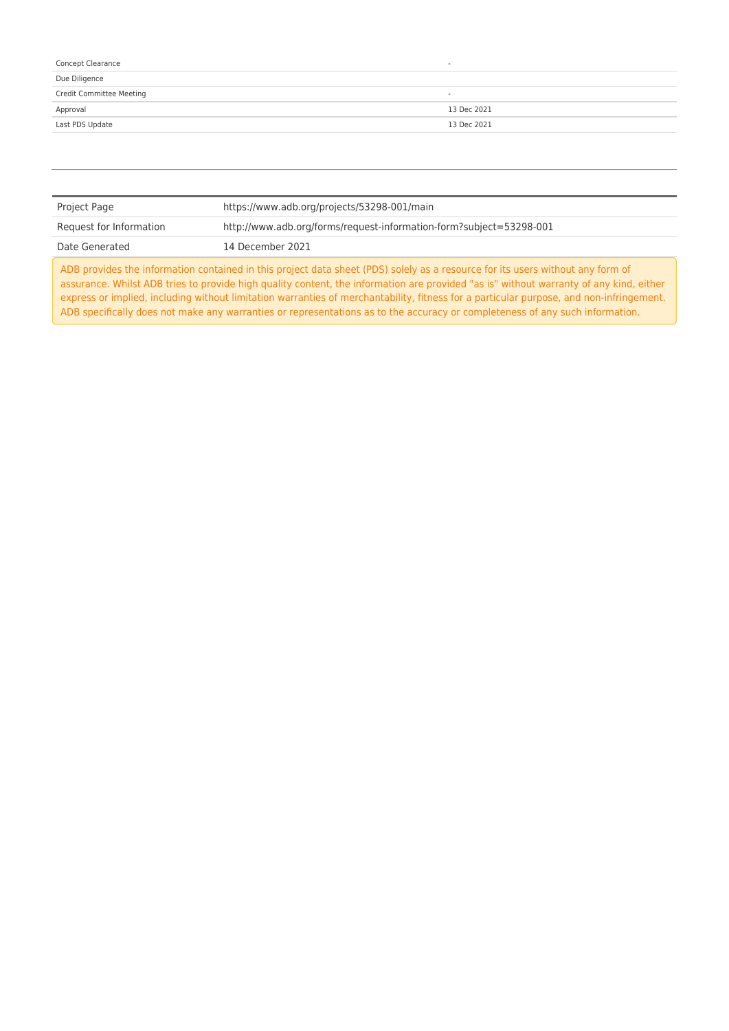| | |
|---|---|
| Concept Clearance | - |
| Due Diligence | |
| Credit Committee Meeting | - |
| Approval | 13 Dec 2021 |
| Last PDS Update | 13 Dec 2021 |

| | |
|---|---|
| Project Page | https://www.adb.org/projects/53298-001/main |
| Request for Information | http://www.adb.org/forms/request-information-form?subject=53298-001 |
| Date Generated | 14 December 2021 |

ADB provides the information contained in this project data sheet (PDS) solely as a resource for its users without any form of assurance. Whilst ADB tries to provide high quality content, the information are provided "as is" without warranty of any kind, either express or implied, including without limitation warranties of merchantability, fitness for a particular purpose, and non-infringement. ADB specifically does not make any warranties or representations as to the accuracy or completeness of any such information.